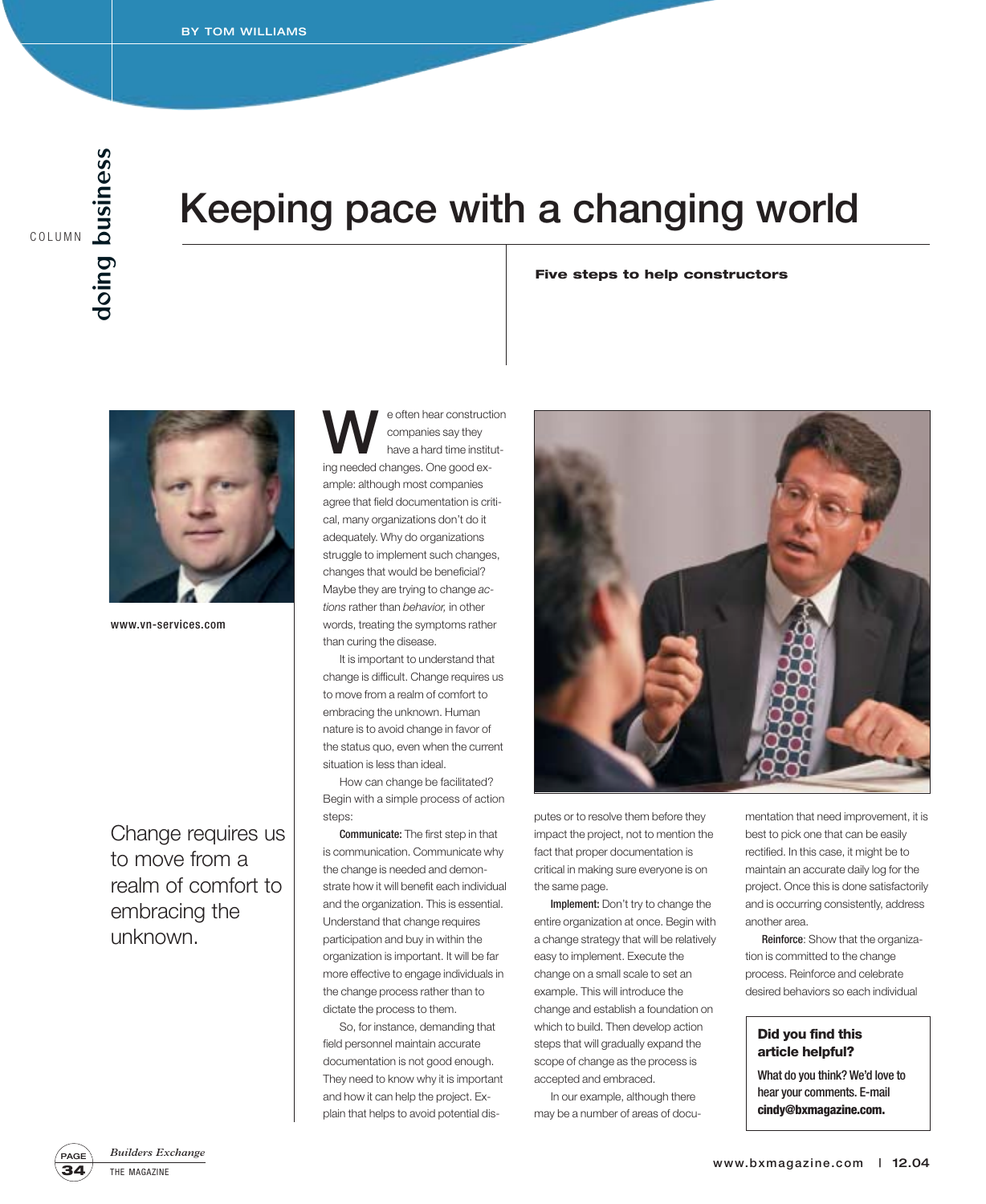COLUMN **doing business**

BY TOM WILLIAMS

# Keeping pace with a changing world

**Five steps to help constructors**

www.vn-services.com

Change requires us to move from a realm of comfort to embracing the unknown.

We often hear construction companies say they have a hard time instituting needed changes. One good example: although most companies agree that field documentation is critical, many organizations don't do it adequately. Why do organizations struggle to implement such changes, changes that would be beneficial? Maybe they are trying to change *actions* rather than *behavior,* in other words, treating the symptoms rather than curing the disease.

It is important to understand that change is difficult. Change requires us to move from a realm of comfort to embracing the unknown. Human nature is to avoid change in favor of the status quo, even when the current situation is less than ideal.

How can change be facilitated? Begin with a simple process of action steps:

**Communicate:** The first step in that is communication. Communicate why the change is needed and demonstrate how it will benefit each individual and the organization. This is essential. Understand that change requires participation and buy in within the organization is important. It will be far more effective to engage individuals in the change process rather than to dictate the process to them.

So, for instance, demanding that field personnel maintain accurate documentation is not good enough. They need to know why it is important and how it can help the project. Explain that helps to avoid potential disputes or to resolve them before they impact the project, not to mention the fact that proper documentation is critical in making sure everyone is on the same page.

**Implement:** Don't try to change the entire organization at once. Begin with a change strategy that will be relatively easy to implement. Execute the change on a small scale to set an example. This will introduce the change and establish a foundation on which to build. Then develop action steps that will gradually expand the scope of change as the process is accepted and embraced.

In our example, although there may be a number of areas of documentation that need improvement, it is best to pick one that can be easily rectified. In this case, it might be to maintain an accurate daily log for the project. Once this is done satisfactorily and is occurring consistently, address another area.

**Reinforce**: Show that the organization is committed to the change process. Reinforce and celebrate desired behaviors so each individual

**Did you find this article helpful?**

**What do you think? We'd love to hear your comments. E-mail cindy@bxmagazine.com.**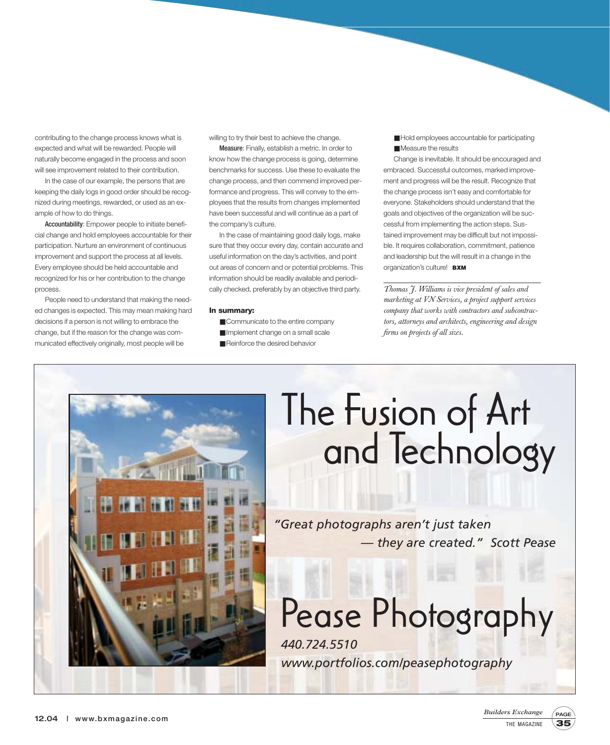contributing to the change process knows what is expected and what will be rewarded. People will naturally become engaged in the process and soon will see improvement related to their contribution.

In the case of our example, the persons that are keeping the daily logs in good order should be recognized during meetings, rewarded, or used as an example of how to do things.

**Accountability**: Empower people to initiate beneficial change and hold employees accountable for their participation. Nurture an environment of continuous improvement and support the process at all levels. Every employee should be held accountable and recognized for his or her contribution to the change process.

People need to understand that making the needed changes is expected. This may mean making hard decisions if a person is not willing to embrace the change, but if the reason for the change was communicated effectively originally, most people will be willing to try their best to achieve the change.

**Measure**: Finally, establish a metric. In order to know how the change process is going, determine benchmarks for success. Use these to evaluate the change process, and then commend improved performance and progress. This will convey to the employees that the results from changes implemented have been successful and will continue as a part of the company's culture.

In the case of maintaining good daily logs, make sure that they occur every day, contain accurate and useful information on the day's activities, and point out areas of concern and or potential problems. This information should be readily available and periodically checked, preferably by an objective third party.

**In summary:**

- Communicate to the entire company
- Implement change on a small scale
- Reinforce the desired behavior
- Hold employees accountable for participating
- Measure the results

Change is inevitable. It should be encouraged and embraced. Successful outcomes, marked improvement and progress will be the result. Recognize that the change process isn't easy and comfortable for everyone. Stakeholders should understand that the goals and objectives of the organization will be successful from implementing the action steps. Sustained improvement may be difficult but not impossible. It requires collaboration, commitment, patience and leadership but the will result in a change in the organization's culture! **BXM**

*Thomas J. Williams is vice president of sales and marketing at VN Services, a project support services company that works with contractors and subcontractors, attorneys and architects, engineering and design firms on projects of all sizes.*

# The Fusion of Art and Technology

*"Great photographs aren't just taken — they are created." Scott Pease*

# Pease Photography

*440.724.5510*

*www.portfolios.com/peasephotography*